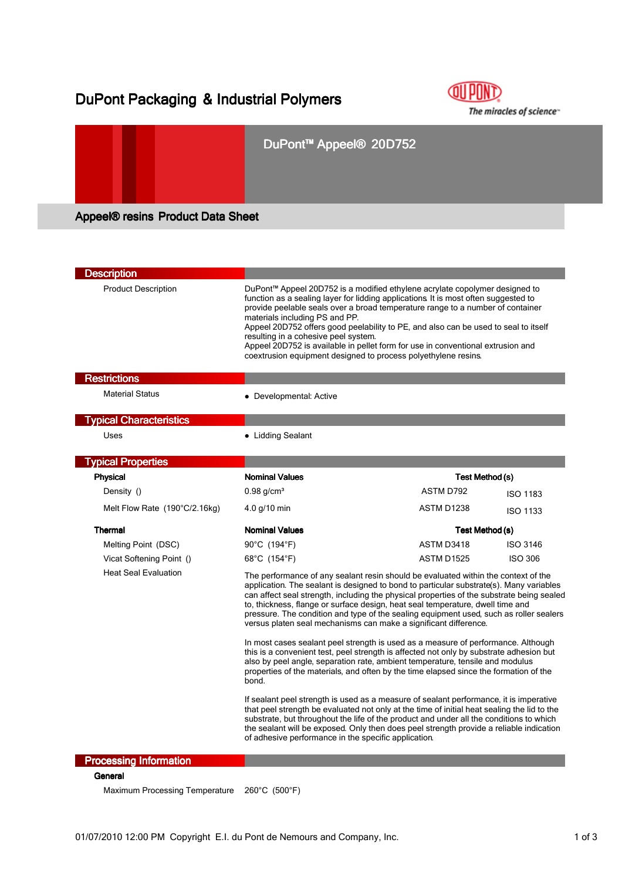# DuPont Packaging & Industrial Polymers

## DuPont™ Appeel® 20D752

### Appeel® resins Product Data Sheet

## Description

**Product Description**

DuPont™ Appeel 20D752 is a modified ethylene acrylate copolymer designed to function as a sealing layer for lidding applications. It is most often suggested to provide peelable seals over a broad temperature range to a number of container materials including PS and PP.
Appeel 20D752 offers good peelability to PE, and also can be used to seal to itself resulting in a cohesive peel system.
Appeel 20D752 is available in pellet form for use in conventional extrusion and coextrusion equipment designed to process polyethylene resins.

## Restrictions

**Material Status**

- Developmental: Active

## Typical Characteristics

**Uses**

- Lidding Sealant

## Typical Properties

| Physical | Nominal Values | Test Method (s) | |
|---|---|---|---|
| Density () | 0.98 g/cm³ | ASTM D792 | ISO 1183 |
| Melt Flow Rate (190°C/2.16kg) | 4.0 g/10 min | ASTM D1238 | ISO 1133 |

| Thermal | Nominal Values | Test Method (s) | |
|---|---|---|---|
| Melting Point (DSC) | 90°C (194°F) | ASTM D3418 | ISO 3146 |
| Vicat Softening Point () | 68°C (154°F) | ASTM D1525 | ISO 306 |

**Heat Seal Evaluation**

The performance of any sealant resin should be evaluated within the context of the application. The sealant is designed to bond to particular substrate(s). Many variables can affect seal strength, including the physical properties of the substrate being sealed to, thickness, flange or surface design, heat seal temperature, dwell time and pressure. The condition and type of the sealing equipment used, such as roller sealers versus platen seal mechanisms can make a significant difference.

In most cases sealant peel strength is used as a measure of performance. Although this is a convenient test, peel strength is affected not only by substrate adhesion but also by peel angle, separation rate, ambient temperature, tensile and modulus properties of the materials, and often by the time elapsed since the formation of the bond.

If sealant peel strength is used as a measure of sealant performance, it is imperative that peel strength be evaluated not only at the time of initial heat sealing the lid to the substrate, but throughout the life of the product and under all the conditions to which the sealant will be exposed. Only then does peel strength provide a reliable indication of adhesive performance in the specific application.

## Processing Information

**General**

| | |
|---|---|
| Maximum Processing Temperature | 260°C (500°F) |

01/07/2010 12:00 PM Copyright E.I. du Pont de Nemours and Company, Inc.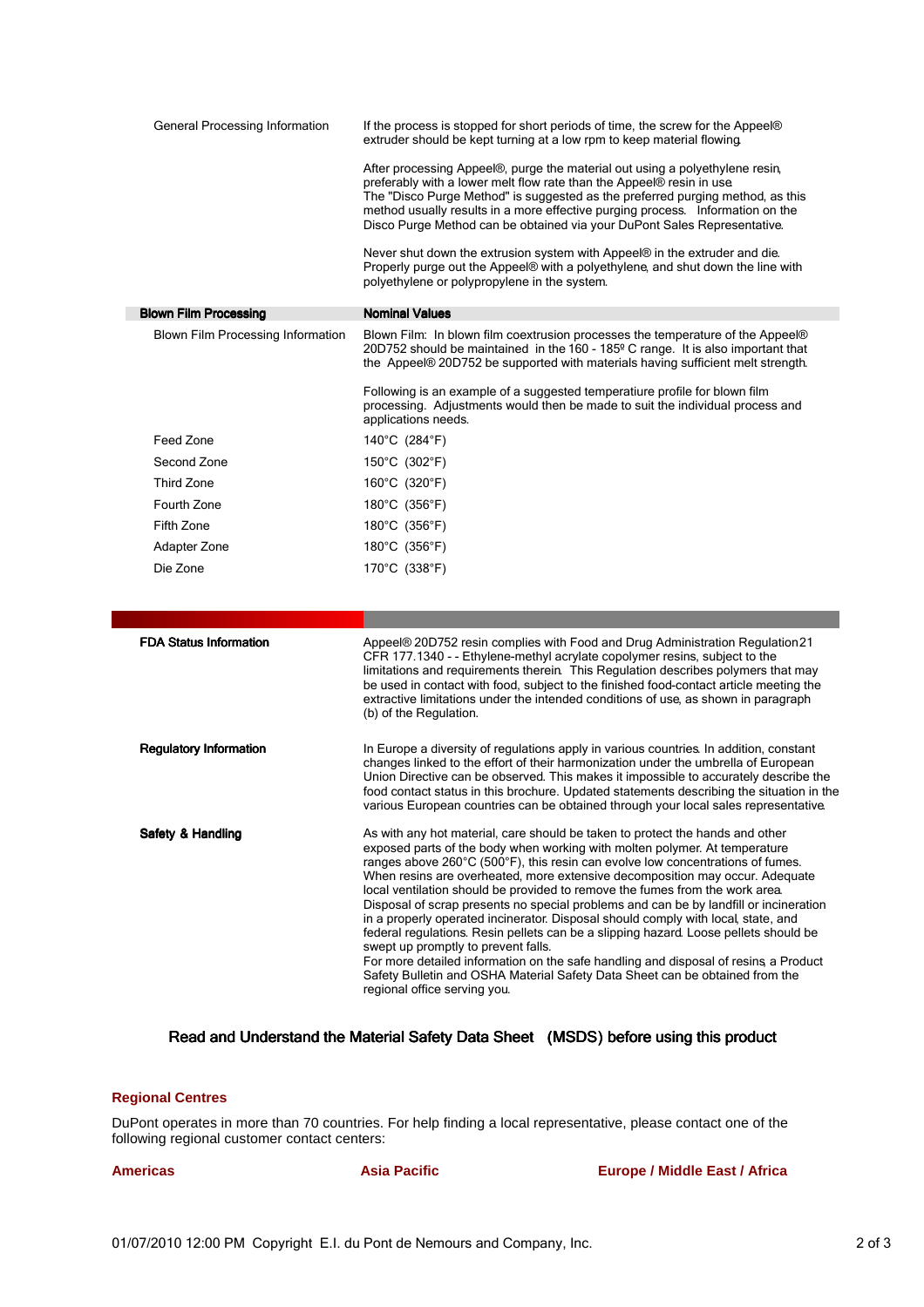| | |
|---|---|
| General Processing Information | If the process is stopped for short periods of time, the screw for the Appeel® extruder should be kept turning at a low rpm to keep material flowing.<br><br>After processing Appeel®, purge the material out using a polyethylene resin, preferably with a lower melt flow rate than the Appeel® resin in use. The "Disco Purge Method" is suggested as the preferred purging method, as this method usually results in a more effective purging process. Information on the Disco Purge Method can be obtained via your DuPont Sales Representative.<br><br>Never shut down the extrusion system with Appeel® in the extruder and die. Properly purge out the Appeel® with a polyethylene, and shut down the line with polyethylene or polypropylene in the system. |

| **Blown Film Processing** | **Nominal Values** |
|---|---|
| Blown Film Processing Information | Blown Film: In blown film coextrusion processes the temperature of the Appeel® 20D752 should be maintained in the 160 - 185º C range. It is also important that the Appeel® 20D752 be supported with materials having sufficient melt strength.<br><br>Following is an example of a suggested temperatiure profile for blown film processing. Adjustments would then be made to suit the individual process and applications needs. |
| Feed Zone | 140°C (284°F) |
| Second Zone | 150°C (302°F) |
| Third Zone | 160°C (320°F) |
| Fourth Zone | 180°C (356°F) |
| Fifth Zone | 180°C (356°F) |
| Adapter Zone | 180°C (356°F) |
| Die Zone | 170°C (338°F) |

**FDA Status Information**

Appeel® 20D752 resin complies with Food and Drug Administration Regulation 21 CFR 177.1340 - - Ethylene-methyl acrylate copolymer resins, subject to the limitations and requirements therein. This Regulation describes polymers that may be used in contact with food, subject to the finished food-contact article meeting the extractive limitations under the intended conditions of use, as shown in paragraph (b) of the Regulation.

**Regulatory Information**

In Europe a diversity of regulations apply in various countries. In addition, constant changes linked to the effort of their harmonization under the umbrella of European Union Directive can be observed. This makes it impossible to accurately describe the food contact status in this brochure. Updated statements describing the situation in the various European countries can be obtained through your local sales representative.

**Safety & Handling**

As with any hot material, care should be taken to protect the hands and other exposed parts of the body when working with molten polymer. At temperature ranges above 260°C (500°F), this resin can evolve low concentrations of fumes. When resins are overheated, more extensive decomposition may occur. Adequate local ventilation should be provided to remove the fumes from the work area. Disposal of scrap presents no special problems and can be by landfill or incineration in a properly operated incinerator. Disposal should comply with local, state, and federal regulations. Resin pellets can be a slipping hazard. Loose pellets should be swept up promptly to prevent falls.
For more detailed information on the safe handling and disposal of resins, a Product Safety Bulletin and OSHA Material Safety Data Sheet can be obtained from the regional office serving you.

**Read and Understand the Material Safety Data Sheet (MSDS) before using this product**

## Regional Centres

DuPont operates in more than 70 countries. For help finding a local representative, please contact one of the following regional customer contact centers:

**Americas** | **Asia Pacific** | **Europe / Middle East / Africa**

01/07/2010 12:00 PM Copyright E.I. du Pont de Nemours and Company, Inc.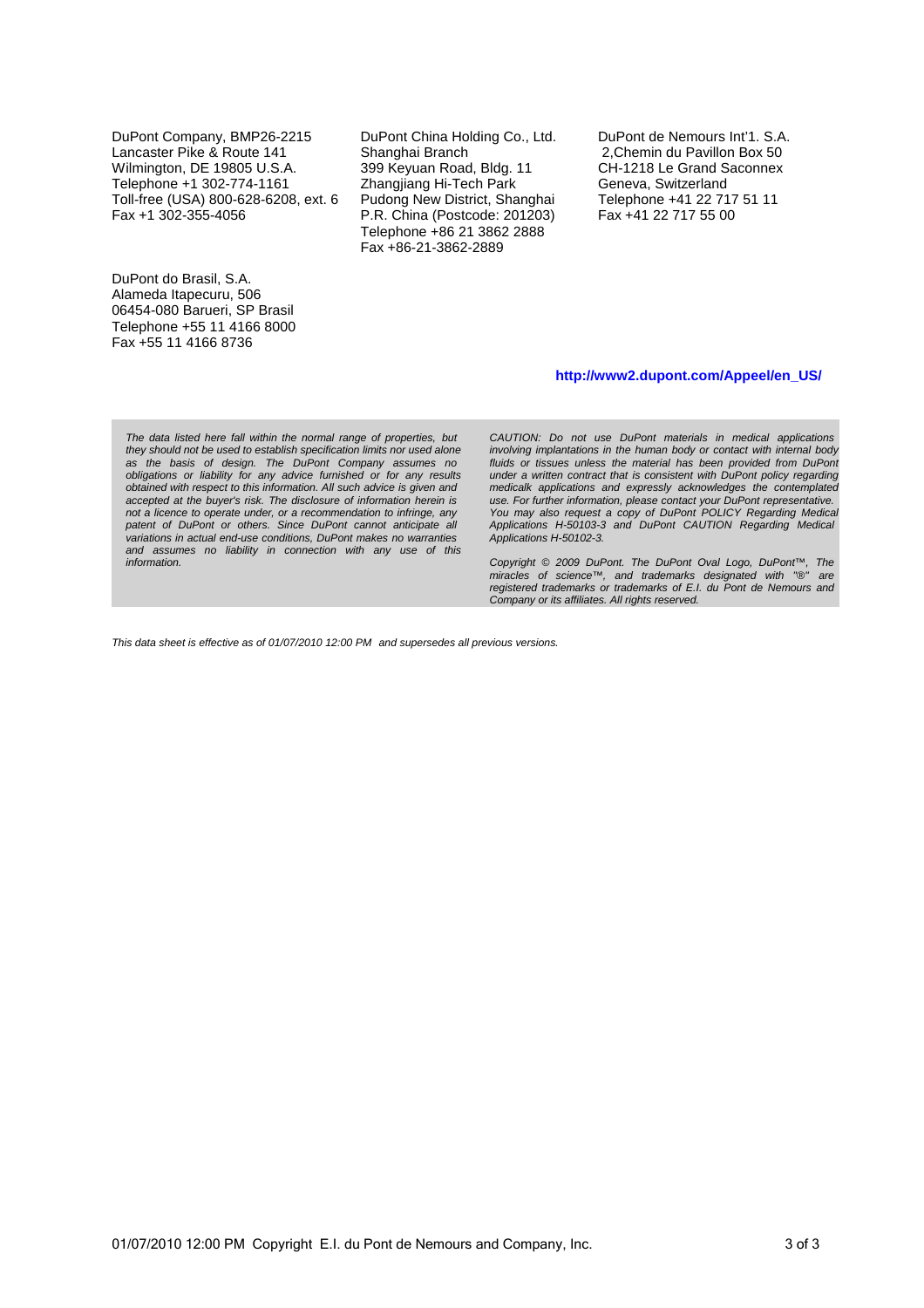DuPont Company, BMP26-2215
Lancaster Pike & Route 141
Wilmington, DE 19805 U.S.A.
Telephone +1 302-774-1161
Toll-free (USA) 800-628-6208, ext. 6
Fax +1 302-355-4056

DuPont China Holding Co., Ltd.
Shanghai Branch
399 Keyuan Road, Bldg. 11
Zhangjiang Hi-Tech Park
Pudong New District, Shanghai
P.R. China (Postcode: 201203)
Telephone +86 21 3862 2888
Fax +86-21-3862-2889

DuPont de Nemours Int'1. S.A.
2,Chemin du Pavillon Box 50
CH-1218 Le Grand Saconnex
Geneva, Switzerland
Telephone +41 22 717 51 11
Fax +41 22 717 55 00

DuPont do Brasil, S.A.
Alameda Itapecuru, 506
06454-080 Barueri, SP Brasil
Telephone +55 11 4166 8000
Fax +55 11 4166 8736

**http://www2.dupont.com/Appeel/en_US/**

*The data listed here fall within the normal range of properties, but they should not be used to establish specification limits nor used alone as the basis of design. The DuPont Company assumes no obligations or liability for any advice furnished or for any results obtained with respect to this information. All such advice is given and accepted at the buyer's risk. The disclosure of information herein is not a licence to operate under, or a recommendation to infringe, any patent of DuPont or others. Since DuPont cannot anticipate all variations in actual end-use conditions, DuPont makes no warranties and assumes no liability in connection with any use of this information.*

*CAUTION: Do not use DuPont materials in medical applications involving implantations in the human body or contact with internal body fluids or tissues unless the material has been provided from DuPont under a written contract that is consistent with DuPont policy regarding medicalk applications and expressly acknowledges the contemplated use. For further information, please contact your DuPont representative. You may also request a copy of DuPont POLICY Regarding Medical Applications H-50103-3 and DuPont CAUTION Regarding Medical Applications H-50102-3.*

*Copyright © 2009 DuPont. The DuPont Oval Logo, DuPont™, The miracles of science™, and trademarks designated with "®" are registered trademarks or trademarks of E.I. du Pont de Nemours and Company or its affiliates. All rights reserved.*

*This data sheet is effective as of 01/07/2010 12:00 PM and supersedes all previous versions.*